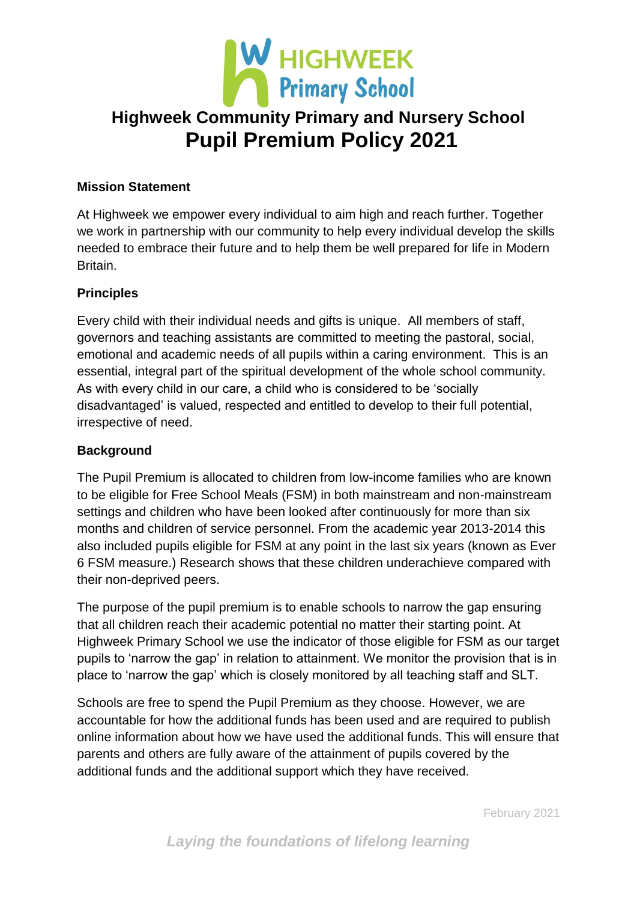# Highweek Community Primary and Nursery School

# Pupil Premium Policy 2021

**Mission Statement**

At Highweek we empower every individual to aim high and reach further. Together we work in partnership with our community to help every individual develop the skills needed to embrace their future and to help them be well prepared for life in Modern Britain.

**Principles**

Every child with their individual needs and gifts is unique. All members of staff, governors and teaching assistants are committed to meeting the pastoral, social, emotional and academic needs of all pupils within a caring environment. This is an essential, integral part of the spiritual development of the whole school community. As with every child in our care, a child who is considered to be 'socially disadvantaged' is valued, respected and entitled to develop to their full potential, irrespective of need.

**Background**

The Pupil Premium is allocated to children from low-income families who are known to be eligible for Free School Meals (FSM) in both mainstream and non-mainstream settings and children who have been looked after continuously for more than six months and children of service personnel. From the academic year 2013-2014 this also included pupils eligible for FSM at any point in the last six years (known as Ever 6 FSM measure.) Research shows that these children underachieve compared with their non-deprived peers.

The purpose of the pupil premium is to enable schools to narrow the gap ensuring that all children reach their academic potential no matter their starting point. At Highweek Primary School we use the indicator of those eligible for FSM as our target pupils to 'narrow the gap' in relation to attainment. We monitor the provision that is in place to 'narrow the gap' which is closely monitored by all teaching staff and SLT.

Schools are free to spend the Pupil Premium as they choose. However, we are accountable for how the additional funds has been used and are required to publish online information about how we have used the additional funds. This will ensure that parents and others are fully aware of the attainment of pupils covered by the additional funds and the additional support which they have received.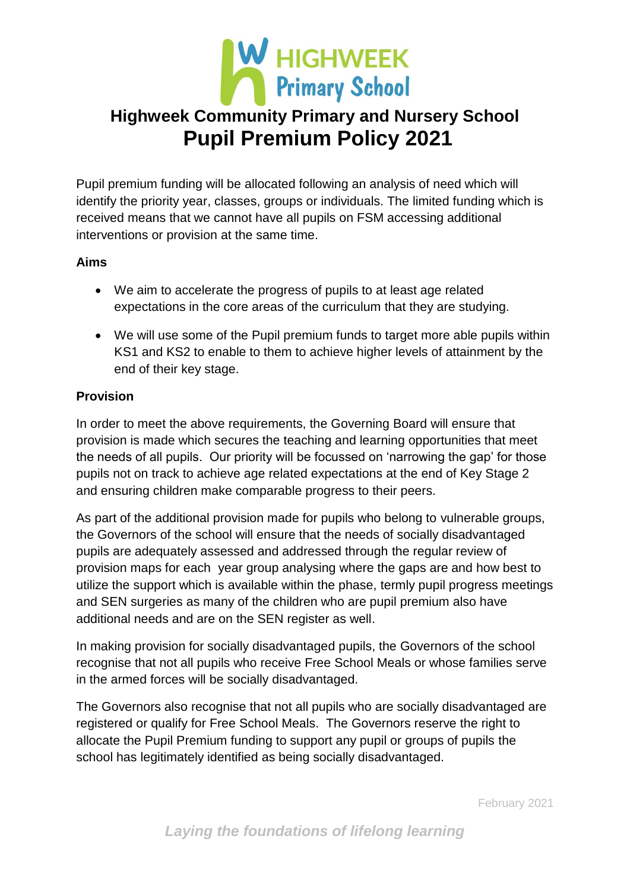# Highweek Community Primary and Nursery School

## Pupil Premium Policy 2021

Pupil premium funding will be allocated following an analysis of need which will identify the priority year, classes, groups or individuals. The limited funding which is received means that we cannot have all pupils on FSM accessing additional interventions or provision at the same time.

**Aims**

- We aim to accelerate the progress of pupils to at least age related expectations in the core areas of the curriculum that they are studying.
- We will use some of the Pupil premium funds to target more able pupils within KS1 and KS2 to enable to them to achieve higher levels of attainment by the end of their key stage.

**Provision**

In order to meet the above requirements, the Governing Board will ensure that provision is made which secures the teaching and learning opportunities that meet the needs of all pupils. Our priority will be focussed on 'narrowing the gap' for those pupils not on track to achieve age related expectations at the end of Key Stage 2 and ensuring children make comparable progress to their peers.

As part of the additional provision made for pupils who belong to vulnerable groups, the Governors of the school will ensure that the needs of socially disadvantaged pupils are adequately assessed and addressed through the regular review of provision maps for each year group analysing where the gaps are and how best to utilize the support which is available within the phase, termly pupil progress meetings and SEN surgeries as many of the children who are pupil premium also have additional needs and are on the SEN register as well.

In making provision for socially disadvantaged pupils, the Governors of the school recognise that not all pupils who receive Free School Meals or whose families serve in the armed forces will be socially disadvantaged.

The Governors also recognise that not all pupils who are socially disadvantaged are registered or qualify for Free School Meals. The Governors reserve the right to allocate the Pupil Premium funding to support any pupil or groups of pupils the school has legitimately identified as being socially disadvantaged.

February 2021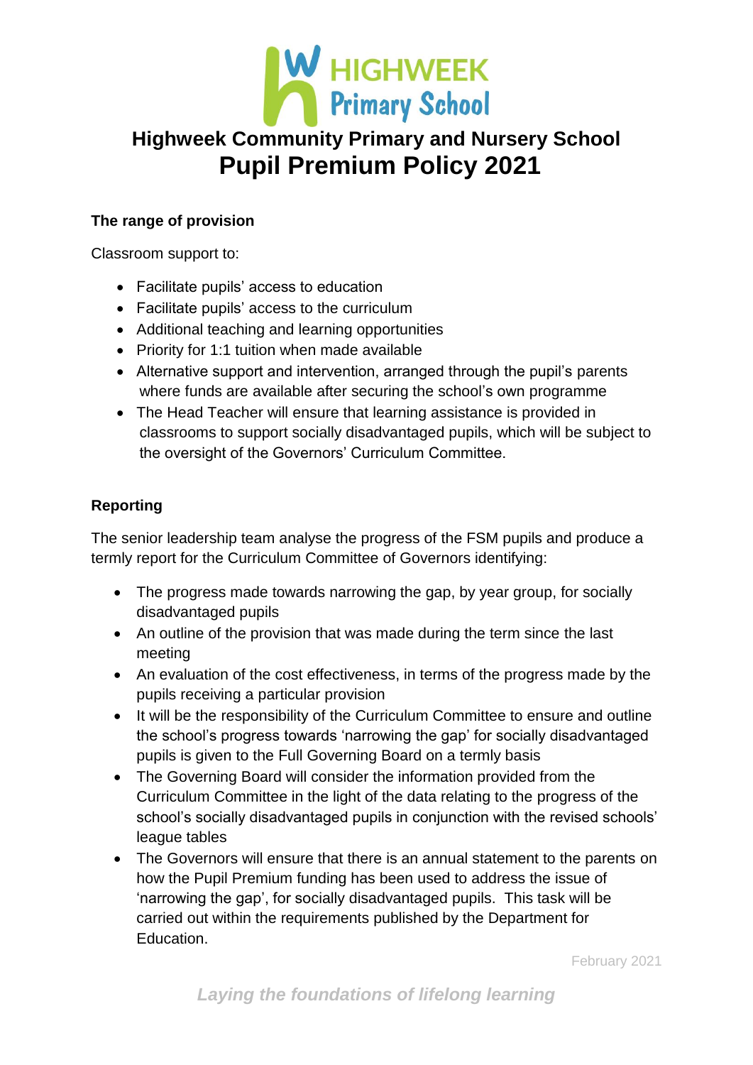# Highweek Community Primary and Nursery School
# Pupil Premium Policy 2021

### The range of provision

Classroom support to:

- Facilitate pupils' access to education
- Facilitate pupils' access to the curriculum
- Additional teaching and learning opportunities
- Priority for 1:1 tuition when made available
- Alternative support and intervention, arranged through the pupil's parents where funds are available after securing the school's own programme
- The Head Teacher will ensure that learning assistance is provided in classrooms to support socially disadvantaged pupils, which will be subject to the oversight of the Governors' Curriculum Committee.

### Reporting

The senior leadership team analyse the progress of the FSM pupils and produce a termly report for the Curriculum Committee of Governors identifying:

- The progress made towards narrowing the gap, by year group, for socially disadvantaged pupils
- An outline of the provision that was made during the term since the last meeting
- An evaluation of the cost effectiveness, in terms of the progress made by the pupils receiving a particular provision
- It will be the responsibility of the Curriculum Committee to ensure and outline the school's progress towards 'narrowing the gap' for socially disadvantaged pupils is given to the Full Governing Board on a termly basis
- The Governing Board will consider the information provided from the Curriculum Committee in the light of the data relating to the progress of the school's socially disadvantaged pupils in conjunction with the revised schools' league tables
- The Governors will ensure that there is an annual statement to the parents on how the Pupil Premium funding has been used to address the issue of 'narrowing the gap', for socially disadvantaged pupils. This task will be carried out within the requirements published by the Department for Education.

February 2021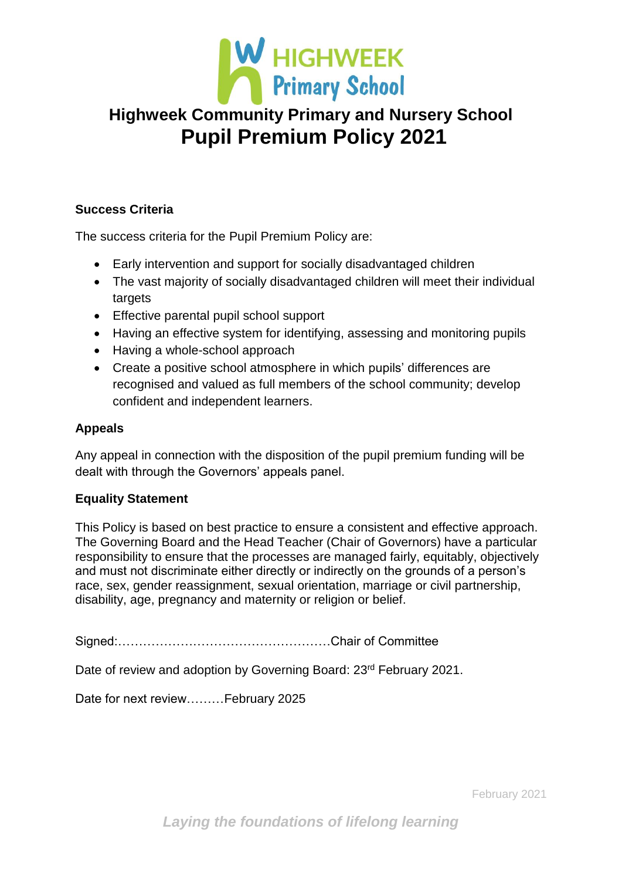# Highweek Community Primary and Nursery School

# Pupil Premium Policy 2021

**Success Criteria**

The success criteria for the Pupil Premium Policy are:

- Early intervention and support for socially disadvantaged children
- The vast majority of socially disadvantaged children will meet their individual targets
- Effective parental pupil school support
- Having an effective system for identifying, assessing and monitoring pupils
- Having a whole-school approach
- Create a positive school atmosphere in which pupils' differences are recognised and valued as full members of the school community; develop confident and independent learners.

**Appeals**

Any appeal in connection with the disposition of the pupil premium funding will be dealt with through the Governors' appeals panel.

**Equality Statement**

This Policy is based on best practice to ensure a consistent and effective approach. The Governing Board and the Head Teacher (Chair of Governors) have a particular responsibility to ensure that the processes are managed fairly, equitably, objectively and must not discriminate either directly or indirectly on the grounds of a person's race, sex, gender reassignment, sexual orientation, marriage or civil partnership, disability, age, pregnancy and maternity or religion or belief.

Signed:……………………………………………Chair of Committee

Date of review and adoption by Governing Board: 23rd February 2021.

Date for next review………February 2025

*Laying the foundations of lifelong learning*